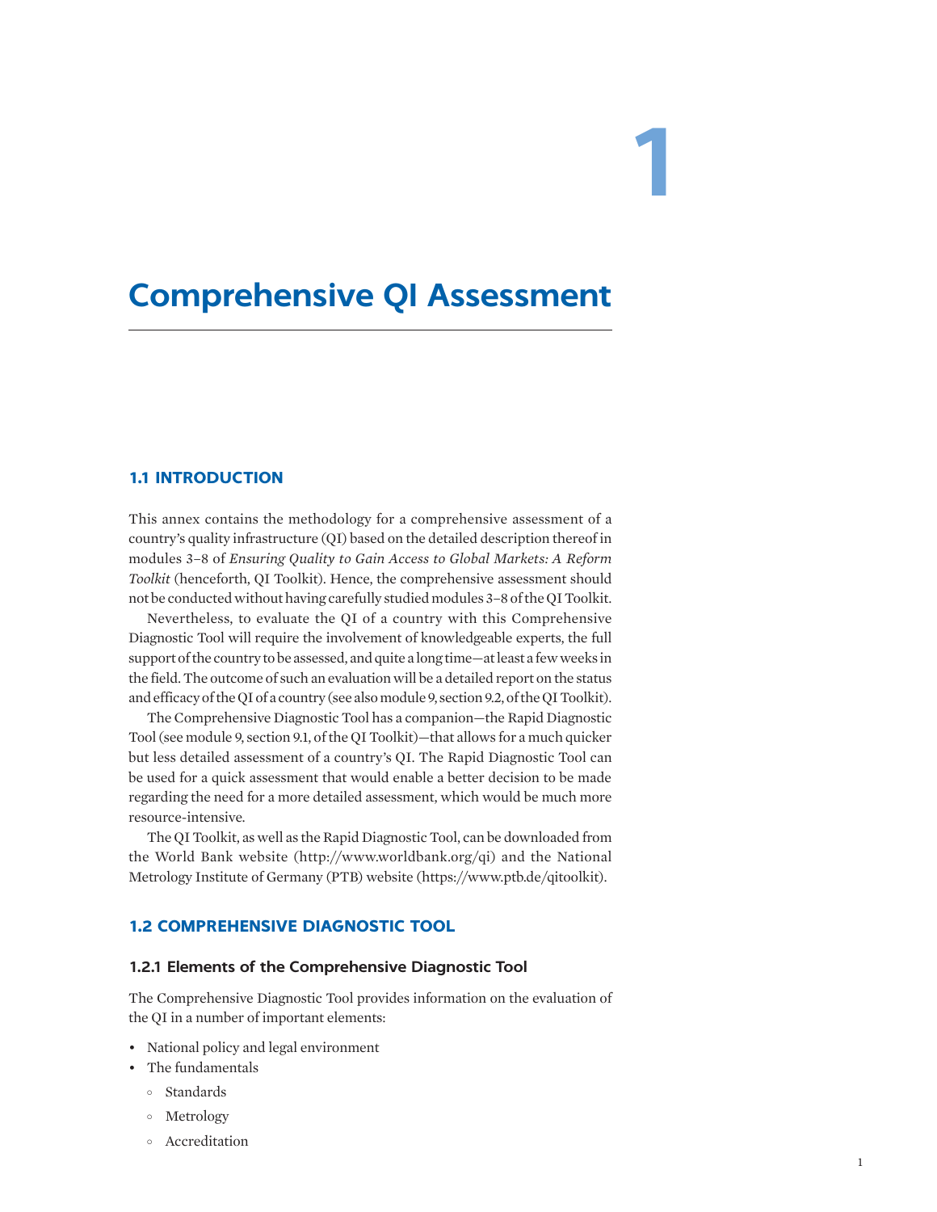# 1

# Comprehensive QI Assessment

## 1.1 INTRODUCTION

This annex contains the methodology for a comprehensive assessment of a country's quality infrastructure (QI) based on the detailed description thereof in modules 3–8 of *Ensuring Quality to Gain Access to Global Markets: A Reform Toolkit* (henceforth, QI Toolkit). Hence, the comprehensive assessment should not be conducted without having carefully studied modules 3–8 of the QI Toolkit.

Nevertheless, to evaluate the QI of a country with this Comprehensive Diagnostic Tool will require the involvement of knowledgeable experts, the full support of the country to be assessed, and quite a long time—at least a few weeks in the field. The outcome of such an evaluation will be a detailed report on the status and efficacy of the QI of a country (see also module 9, section 9.2, of the QI Toolkit).

The Comprehensive Diagnostic Tool has a companion—the Rapid Diagnostic Tool (see module 9, section 9.1, of the QI Toolkit)—that allows for a much quicker but less detailed assessment of a country's QI. The Rapid Diagnostic Tool can be used for a quick assessment that would enable a better decision to be made regarding the need for a more detailed assessment, which would be much more resource-intensive.

The QI Toolkit, as well as the Rapid Diagnostic Tool, can be downloaded from the World Bank website (http://www.worldbank.org/qi) and the National Metrology Institute of Germany (PTB) website (https://www.ptb.de/qitoolkit).

## 1.2 COMPREHENSIVE DIAGNOSTIC TOOL

### 1.2.1 Elements of the Comprehensive Diagnostic Tool

The Comprehensive Diagnostic Tool provides information on the evaluation of the QI in a number of important elements:

- National policy and legal environment
- The fundamentals
  - Standards
  - Metrology
  - Accreditation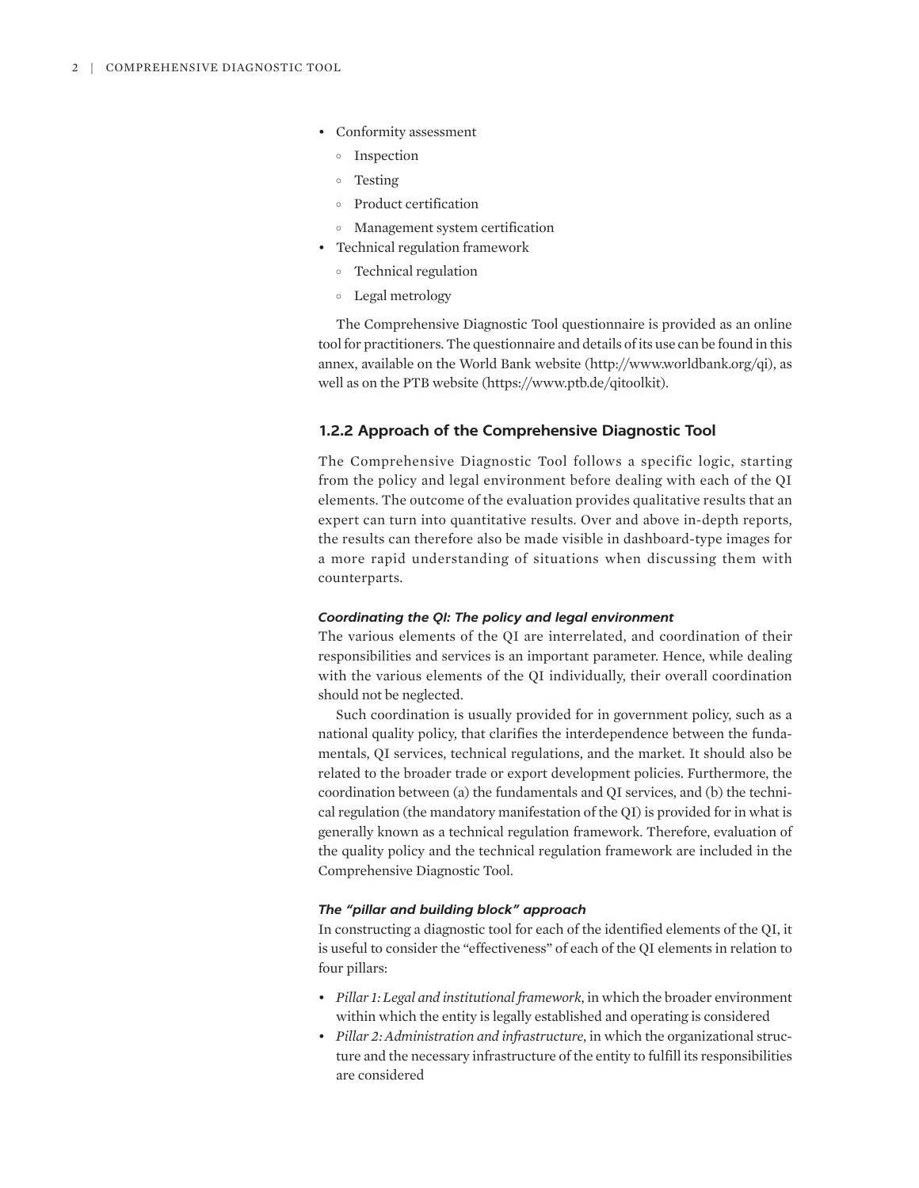- Conformity assessment
    - Inspection
    - Testing
    - Product certification
    - Management system certification
- Technical regulation framework
    - Technical regulation
    - Legal metrology

The Comprehensive Diagnostic Tool questionnaire is provided as an online tool for practitioners. The questionnaire and details of its use can be found in this annex, available on the World Bank website (http://www.worldbank.org/qi), as well as on the PTB website (https://www.ptb.de/qitoolkit).

### 1.2.2 Approach of the Comprehensive Diagnostic Tool

The Comprehensive Diagnostic Tool follows a specific logic, starting from the policy and legal environment before dealing with each of the QI elements. The outcome of the evaluation provides qualitative results that an expert can turn into quantitative results. Over and above in-depth reports, the results can therefore also be made visible in dashboard-type images for a more rapid understanding of situations when discussing them with counterparts.

#### *Coordinating the QI: The policy and legal environment*

The various elements of the QI are interrelated, and coordination of their responsibilities and services is an important parameter. Hence, while dealing with the various elements of the QI individually, their overall coordination should not be neglected.

Such coordination is usually provided for in government policy, such as a national quality policy, that clarifies the interdependence between the fundamentals, QI services, technical regulations, and the market. It should also be related to the broader trade or export development policies. Furthermore, the coordination between (a) the fundamentals and QI services, and (b) the technical regulation (the mandatory manifestation of the QI) is provided for in what is generally known as a technical regulation framework. Therefore, evaluation of the quality policy and the technical regulation framework are included in the Comprehensive Diagnostic Tool.

#### *The "pillar and building block" approach*

In constructing a diagnostic tool for each of the identified elements of the QI, it is useful to consider the "effectiveness" of each of the QI elements in relation to four pillars:

- *Pillar 1: Legal and institutional framework*, in which the broader environment within which the entity is legally established and operating is considered
- *Pillar 2: Administration and infrastructure*, in which the organizational structure and the necessary infrastructure of the entity to fulfill its responsibilities are considered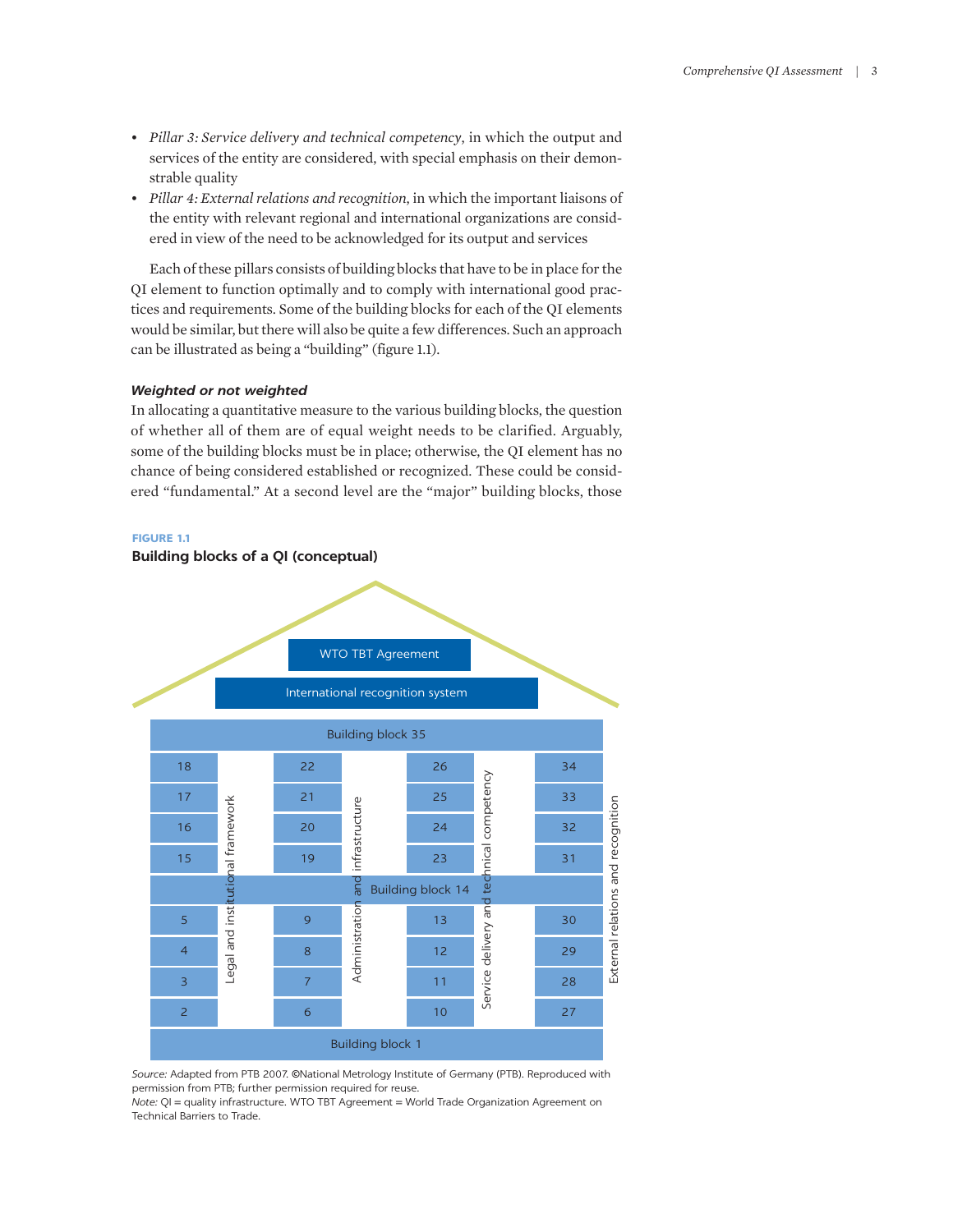- *Pillar 3: Service delivery and technical competency*, in which the output and services of the entity are considered, with special emphasis on their demonstrable quality
- *Pillar 4: External relations and recognition*, in which the important liaisons of the entity with relevant regional and international organizations are considered in view of the need to be acknowledged for its output and services

Each of these pillars consists of building blocks that have to be in place for the QI element to function optimally and to comply with international good practices and requirements. Some of the building blocks for each of the QI elements would be similar, but there will also be quite a few differences. Such an approach can be illustrated as being a "building" (figure 1.1).

#### *Weighted or not weighted*

In allocating a quantitative measure to the various building blocks, the question of whether all of them are of equal weight needs to be clarified. Arguably, some of the building blocks must be in place; otherwise, the QI element has no chance of being considered established or recognized. These could be considered "fundamental." At a second level are the "major" building blocks, those

**FIGURE 1.1**

**Building blocks of a QI (conceptual)**

| WTO TBT Agreement | | | |
|---|---|---|---|
| International recognition system | | | |
| Building block 35 | | | |
| 18 | 22 | 26 | 34 |
| 17 | 21 | 25 | 33 |
| 16 | 20 | 24 | 32 |
| 15 | 19 | 23 | 31 |
| Building block 14 | | | |
| 5 | 9 | 13 | 30 |
| 4 | 8 | 12 | 29 |
| 3 | 7 | 11 | 28 |
| 2 | 6 | 10 | 27 |
| Building block 1 | | | |
| Legal and institutional framework | Administration and infrastructure | Service delivery and technical competency | External relations and recognition |

*Source:* Adapted from PTB 2007. ©National Metrology Institute of Germany (PTB). Reproduced with permission from PTB; further permission required for reuse.
*Note:* QI = quality infrastructure. WTO TBT Agreement = World Trade Organization Agreement on Technical Barriers to Trade.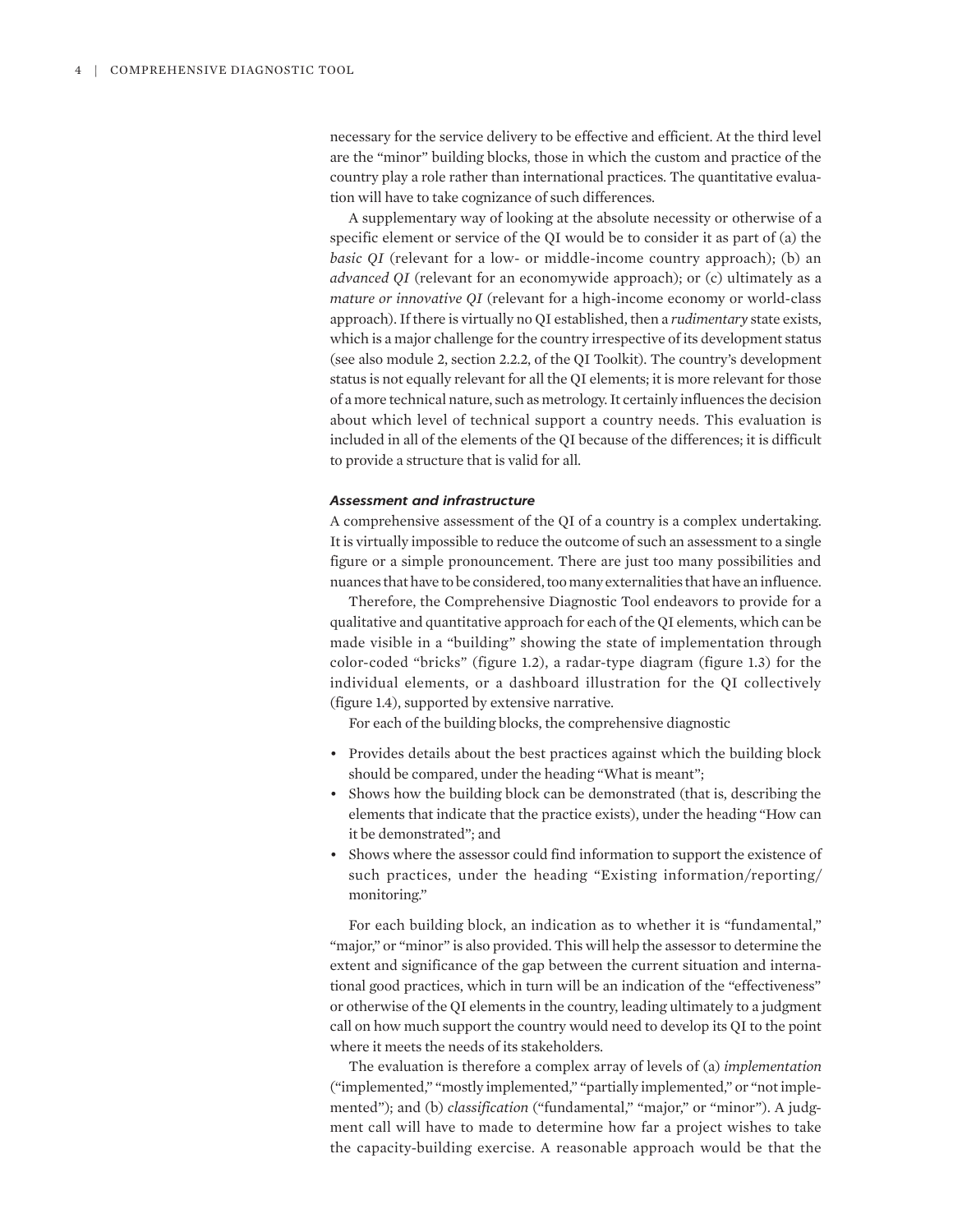necessary for the service delivery to be effective and efficient. At the third level are the "minor" building blocks, those in which the custom and practice of the country play a role rather than international practices. The quantitative evaluation will have to take cognizance of such differences.

A supplementary way of looking at the absolute necessity or otherwise of a specific element or service of the QI would be to consider it as part of (a) the *basic QI* (relevant for a low- or middle-income country approach); (b) an *advanced QI* (relevant for an economywide approach); or (c) ultimately as a *mature or innovative QI* (relevant for a high-income economy or world-class approach). If there is virtually no QI established, then a *rudimentary* state exists, which is a major challenge for the country irrespective of its development status (see also module 2, section 2.2.2, of the QI Toolkit). The country's development status is not equally relevant for all the QI elements; it is more relevant for those of a more technical nature, such as metrology. It certainly influences the decision about which level of technical support a country needs. This evaluation is included in all of the elements of the QI because of the differences; it is difficult to provide a structure that is valid for all.

### *Assessment and infrastructure*

A comprehensive assessment of the QI of a country is a complex undertaking. It is virtually impossible to reduce the outcome of such an assessment to a single figure or a simple pronouncement. There are just too many possibilities and nuances that have to be considered, too many externalities that have an influence.

Therefore, the Comprehensive Diagnostic Tool endeavors to provide for a qualitative and quantitative approach for each of the QI elements, which can be made visible in a "building" showing the state of implementation through color-coded "bricks" (figure 1.2), a radar-type diagram (figure 1.3) for the individual elements, or a dashboard illustration for the QI collectively (figure 1.4), supported by extensive narrative.

For each of the building blocks, the comprehensive diagnostic

- Provides details about the best practices against which the building block should be compared, under the heading "What is meant";
- Shows how the building block can be demonstrated (that is, describing the elements that indicate that the practice exists), under the heading "How can it be demonstrated"; and
- Shows where the assessor could find information to support the existence of such practices, under the heading "Existing information/reporting/monitoring."

For each building block, an indication as to whether it is "fundamental," "major," or "minor" is also provided. This will help the assessor to determine the extent and significance of the gap between the current situation and international good practices, which in turn will be an indication of the "effectiveness" or otherwise of the QI elements in the country, leading ultimately to a judgment call on how much support the country would need to develop its QI to the point where it meets the needs of its stakeholders.

The evaluation is therefore a complex array of levels of (a) *implementation* ("implemented," "mostly implemented," "partially implemented," or "not implemented"); and (b) *classification* ("fundamental," "major," or "minor"). A judgment call will have to made to determine how far a project wishes to take the capacity-building exercise. A reasonable approach would be that the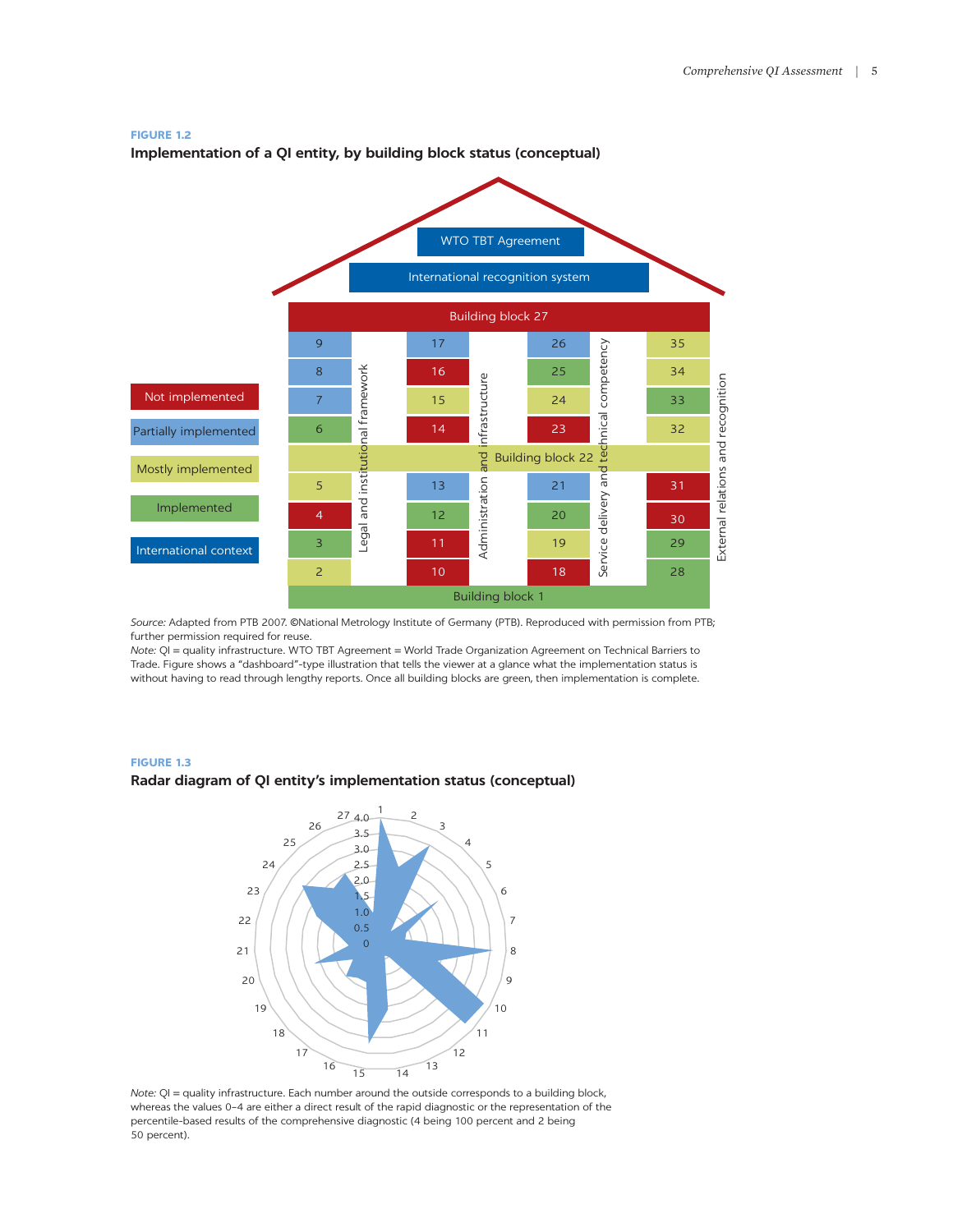**FIGURE 1.2**

**Implementation of a QI entity, by building block status (conceptual)**

*Source:* Adapted from PTB 2007. ©National Metrology Institute of Germany (PTB). Reproduced with permission from PTB; further permission required for reuse.

*Note:* QI = quality infrastructure. WTO TBT Agreement = World Trade Organization Agreement on Technical Barriers to Trade. Figure shows a "dashboard"-type illustration that tells the viewer at a glance what the implementation status is without having to read through lengthy reports. Once all building blocks are green, then implementation is complete.

**FIGURE 1.3**

**Radar diagram of QI entity's implementation status (conceptual)**

*Note:* QI = quality infrastructure. Each number around the outside corresponds to a building block, whereas the values 0–4 are either a direct result of the rapid diagnostic or the representation of the percentile-based results of the comprehensive diagnostic (4 being 100 percent and 2 being 50 percent).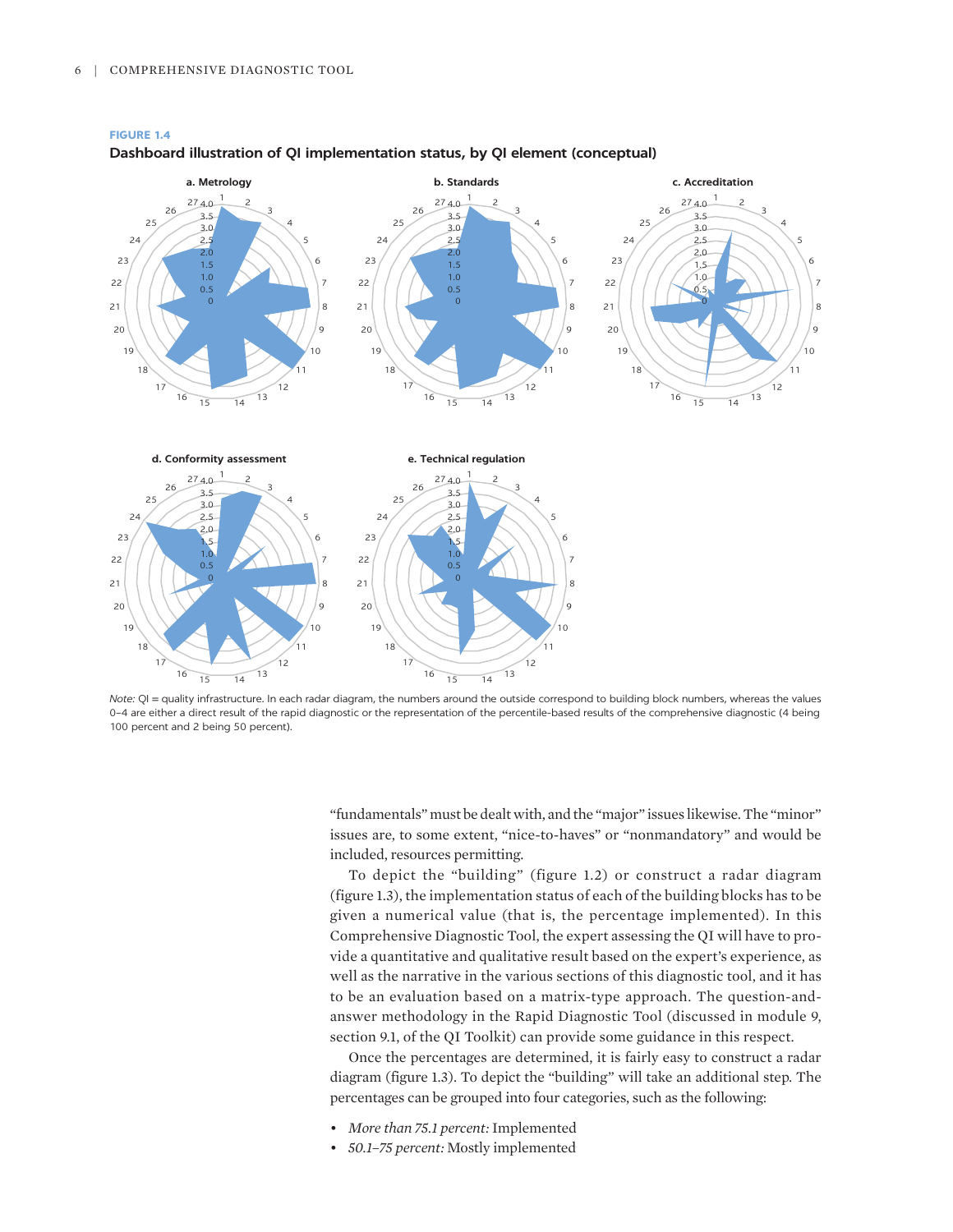**FIGURE 1.4**

**Dashboard illustration of QI implementation status, by QI element (conceptual)**

a. Metrology

b. Standards

c. Accreditation

d. Conformity assessment

e. Technical regulation

*Note:* QI = quality infrastructure. In each radar diagram, the numbers around the outside correspond to building block numbers, whereas the values 0–4 are either a direct result of the rapid diagnostic or the representation of the percentile-based results of the comprehensive diagnostic (4 being 100 percent and 2 being 50 percent).

"fundamentals" must be dealt with, and the "major" issues likewise. The "minor" issues are, to some extent, "nice-to-haves" or "nonmandatory" and would be included, resources permitting.

To depict the "building" (figure 1.2) or construct a radar diagram (figure 1.3), the implementation status of each of the building blocks has to be given a numerical value (that is, the percentage implemented). In this Comprehensive Diagnostic Tool, the expert assessing the QI will have to provide a quantitative and qualitative result based on the expert's experience, as well as the narrative in the various sections of this diagnostic tool, and it has to be an evaluation based on a matrix-type approach. The question-and-answer methodology in the Rapid Diagnostic Tool (discussed in module 9, section 9.1, of the QI Toolkit) can provide some guidance in this respect.

Once the percentages are determined, it is fairly easy to construct a radar diagram (figure 1.3). To depict the "building" will take an additional step. The percentages can be grouped into four categories, such as the following:

- *More than 75.1 percent:* Implemented
- *50.1–75 percent:* Mostly implemented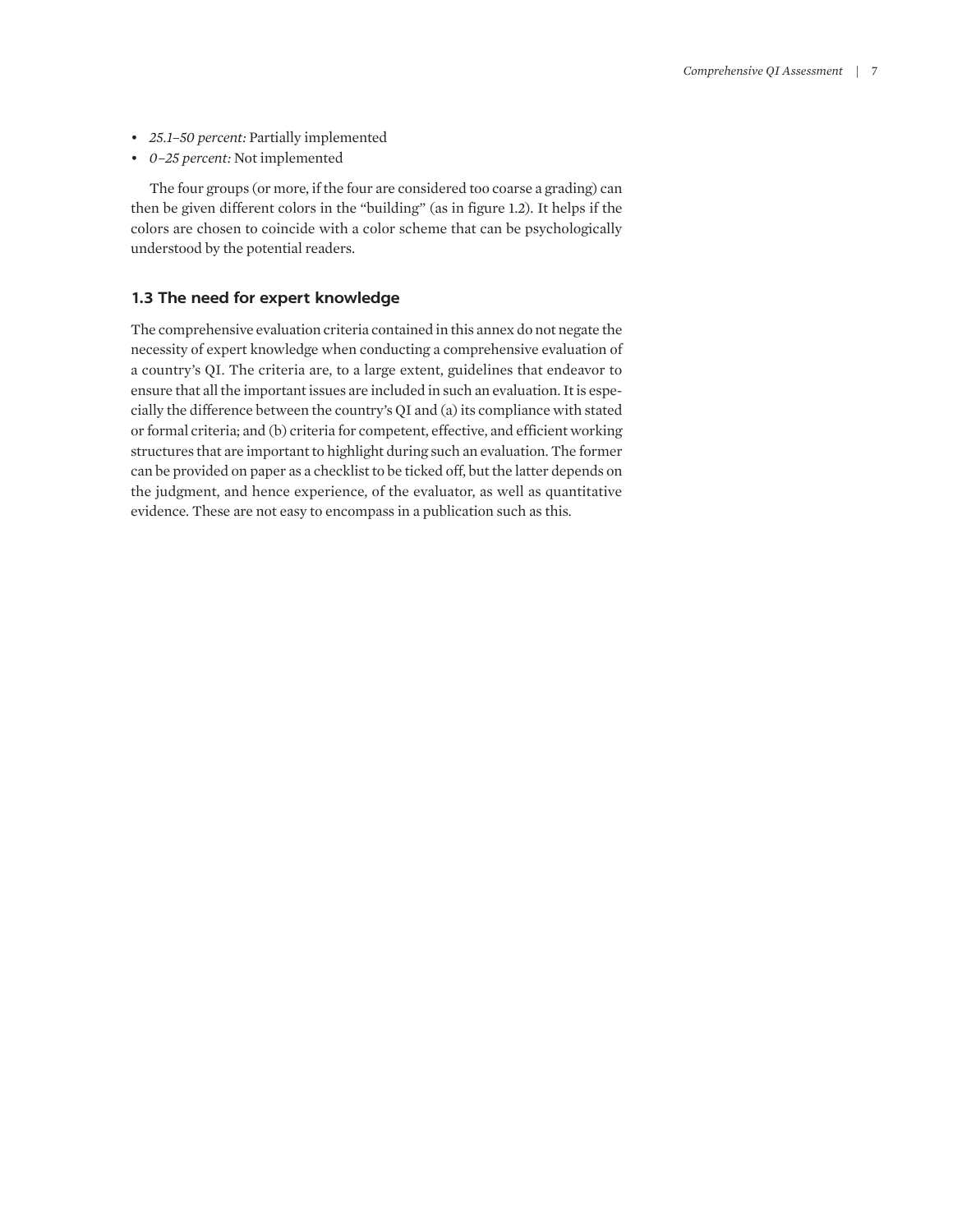- *25.1–50 percent:* Partially implemented
- *0–25 percent:* Not implemented

The four groups (or more, if the four are considered too coarse a grading) can then be given different colors in the "building" (as in figure 1.2). It helps if the colors are chosen to coincide with a color scheme that can be psychologically understood by the potential readers.

### 1.3 The need for expert knowledge

The comprehensive evaluation criteria contained in this annex do not negate the necessity of expert knowledge when conducting a comprehensive evaluation of a country's QI. The criteria are, to a large extent, guidelines that endeavor to ensure that all the important issues are included in such an evaluation. It is especially the difference between the country's QI and (a) its compliance with stated or formal criteria; and (b) criteria for competent, effective, and efficient working structures that are important to highlight during such an evaluation. The former can be provided on paper as a checklist to be ticked off, but the latter depends on the judgment, and hence experience, of the evaluator, as well as quantitative evidence. These are not easy to encompass in a publication such as this.